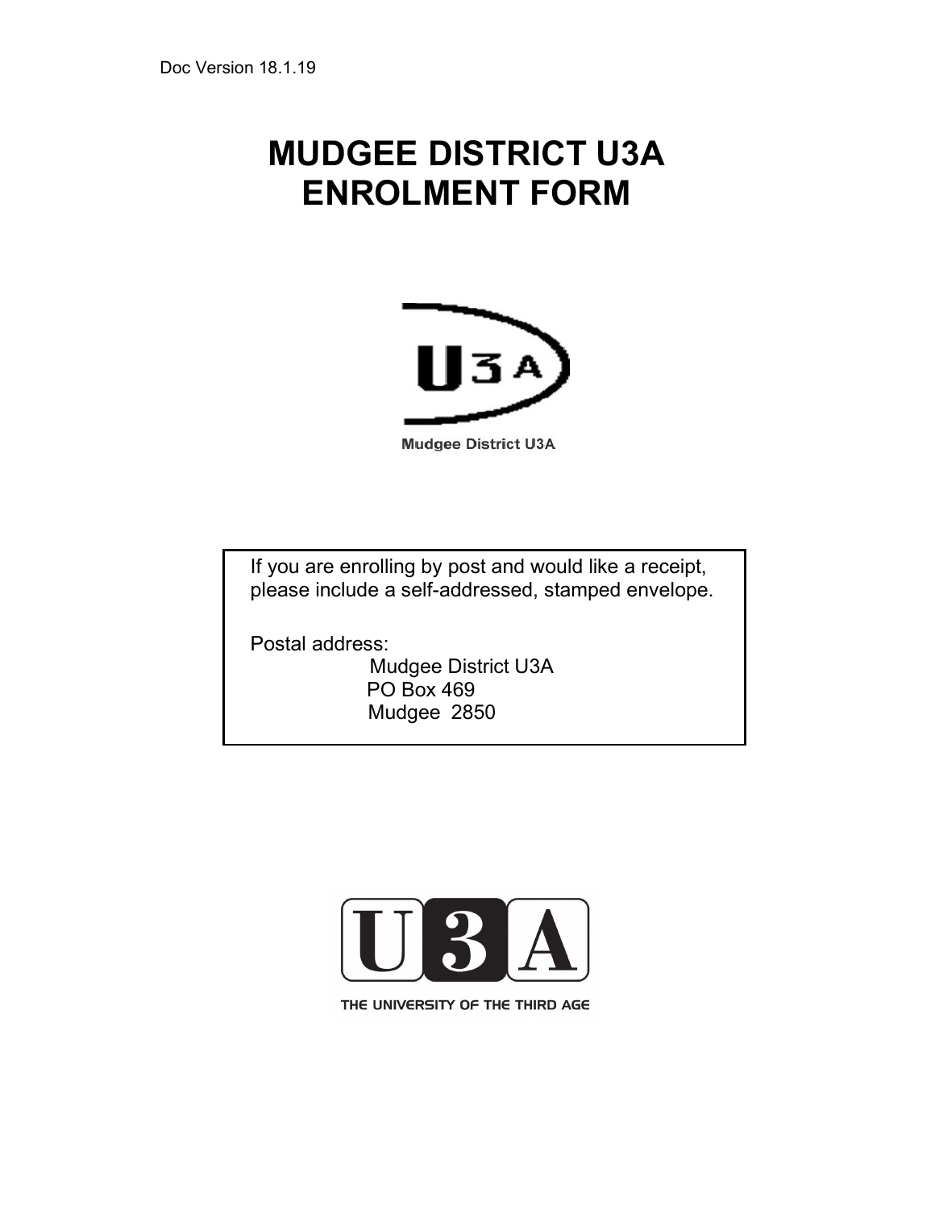Doc Version 18.1.19

# MUDGEE DISTRICT U3A
# ENROLMENT FORM

Mudgee District U3A

If you are enrolling by post and would like a receipt, please include a self-addressed, stamped envelope.

Postal address:
Mudgee District U3A
PO Box 469
Mudgee 2850

THE UNIVERSITY OF THE THIRD AGE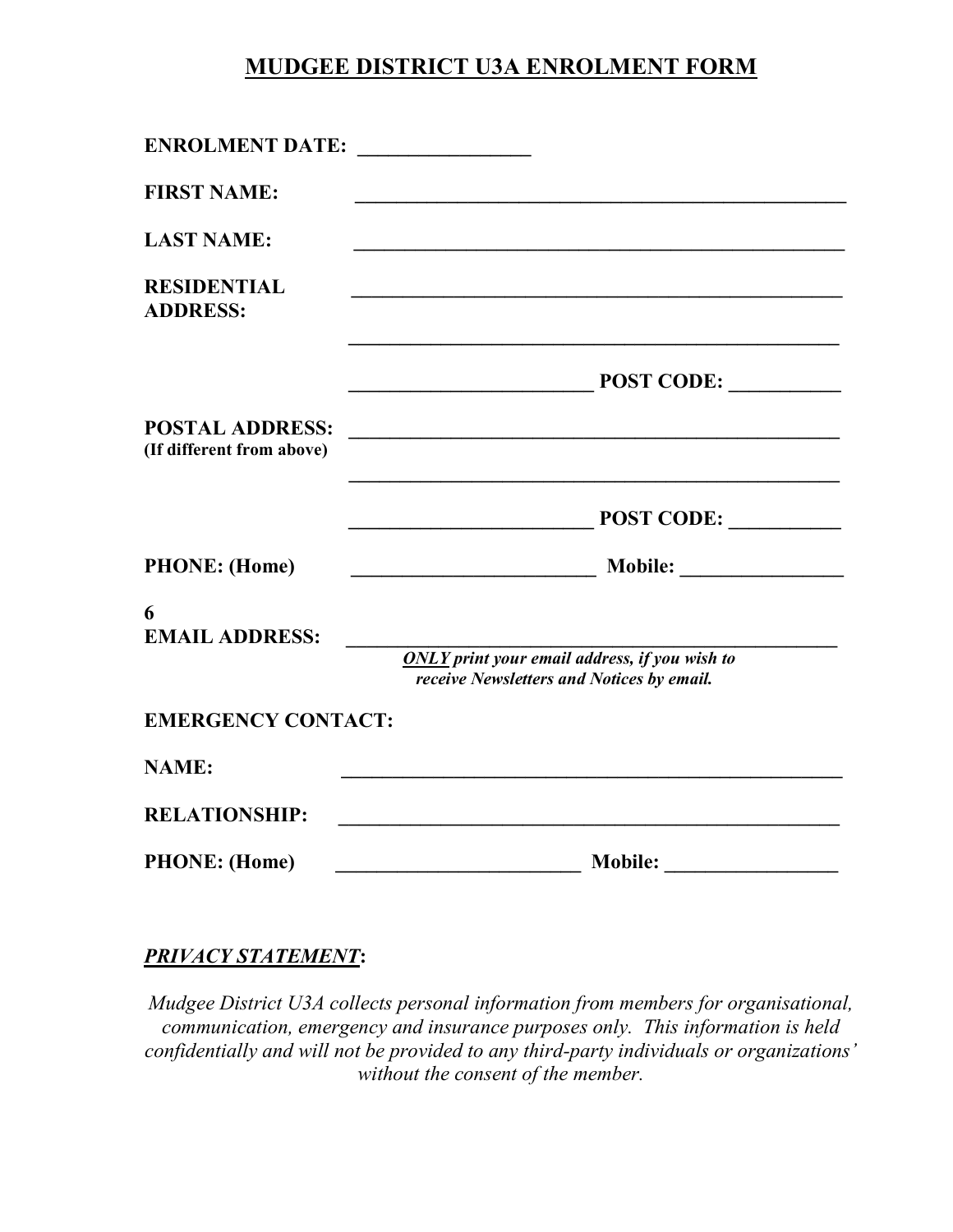# MUDGEE DISTRICT U3A ENROLMENT FORM

**ENROLMENT DATE:** _________________

**FIRST NAME:** ___________________________________________________

**LAST NAME:** ___________________________________________________

**RESIDENTIAL ADDRESS:** ___________________________________________________

___________________________________________________

_________________________ **POST CODE:** ___________

**POSTAL ADDRESS:** ___________________________________________________
**(If different from above)**

___________________________________________________

_________________________ **POST CODE:** ___________

**PHONE: (Home)** _________________________ **Mobile:** ________________

**6**
**EMAIL ADDRESS:** ___________________________________________________

***ONLY** print your email address, if you wish to receive Newsletters and Notices by email.*

**EMERGENCY CONTACT:**

**NAME:** ___________________________________________________

**RELATIONSHIP:** ___________________________________________________

**PHONE: (Home)** _________________________ **Mobile:** _________________

***PRIVACY STATEMENT*:**

*Mudgee District U3A collects personal information from members for organisational, communication, emergency and insurance purposes only. This information is held confidentially and will not be provided to any third-party individuals or organizations' without the consent of the member.*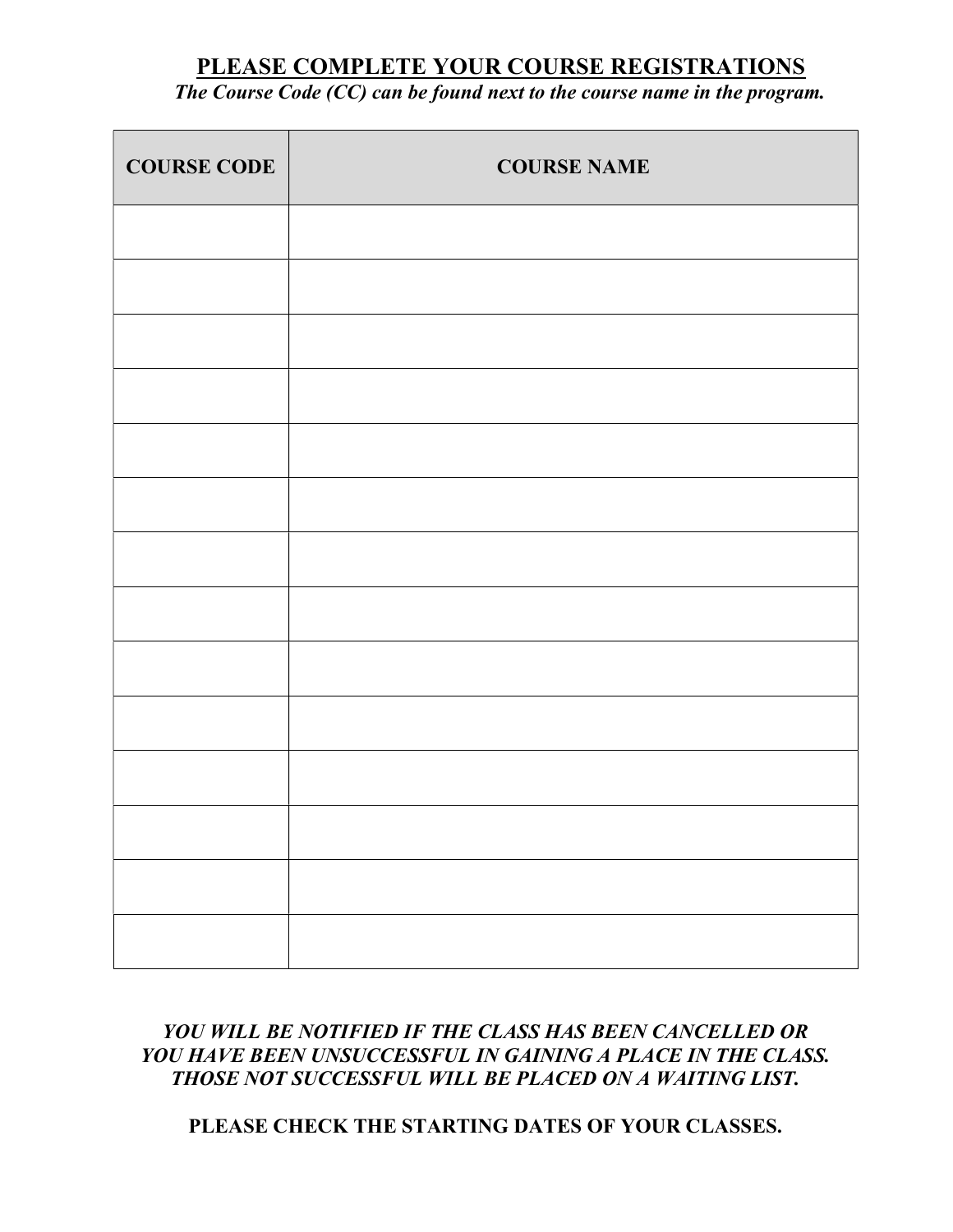## PLEASE COMPLETE YOUR COURSE REGISTRATIONS

***The Course Code (CC) can be found next to the course name in the program.***

| COURSE CODE | COURSE NAME |
|---|---|
| | |
| | |
| | |
| | |
| | |
| | |
| | |
| | |
| | |
| | |
| | |
| | |
| | |
| | |

***YOU WILL BE NOTIFIED IF THE CLASS HAS BEEN CANCELLED OR YOU HAVE BEEN UNSUCCESSFUL IN GAINING A PLACE IN THE CLASS. THOSE NOT SUCCESSFUL WILL BE PLACED ON A WAITING LIST.***

**PLEASE CHECK THE STARTING DATES OF YOUR CLASSES.**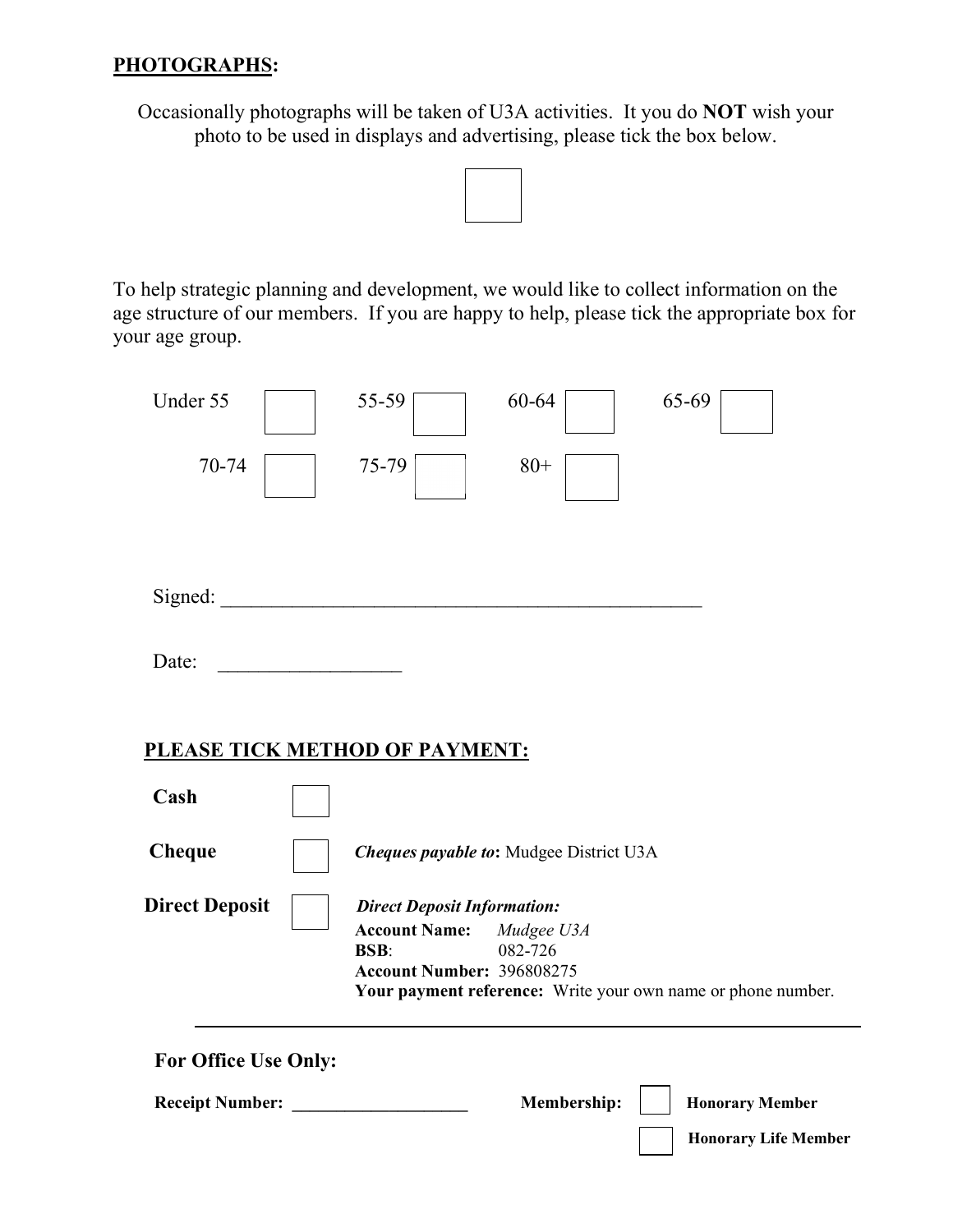**PHOTOGRAPHS:**

Occasionally photographs will be taken of U3A activities. It you do **NOT** wish your photo to be used in displays and advertising, please tick the box below.

☐

To help strategic planning and development, we would like to collect information on the age structure of our members. If you are happy to help, please tick the appropriate box for your age group.

Under 55 ☐ 55-59 ☐ 60-64 ☐ 65-69 ☐

70-74 ☐ 75-79 ☐ 80+ ☐

Signed: ______________________________________________

Date: __________________

**PLEASE TICK METHOD OF PAYMENT:**

**Cash** ☐

**Cheque** ☐ ***Cheques payable to*:** Mudgee District U3A

**Direct Deposit** ☐ ***Direct Deposit Information:***
**Account Name:** *Mudgee U3A*
**BSB**: 082-726
**Account Number:** 396808275
**Your payment reference:** Write your own name or phone number.

---

**For Office Use Only:**

**Receipt Number:** ___________________ **Membership:** ☐ **Honorary Member**

☐ **Honorary Life Member**